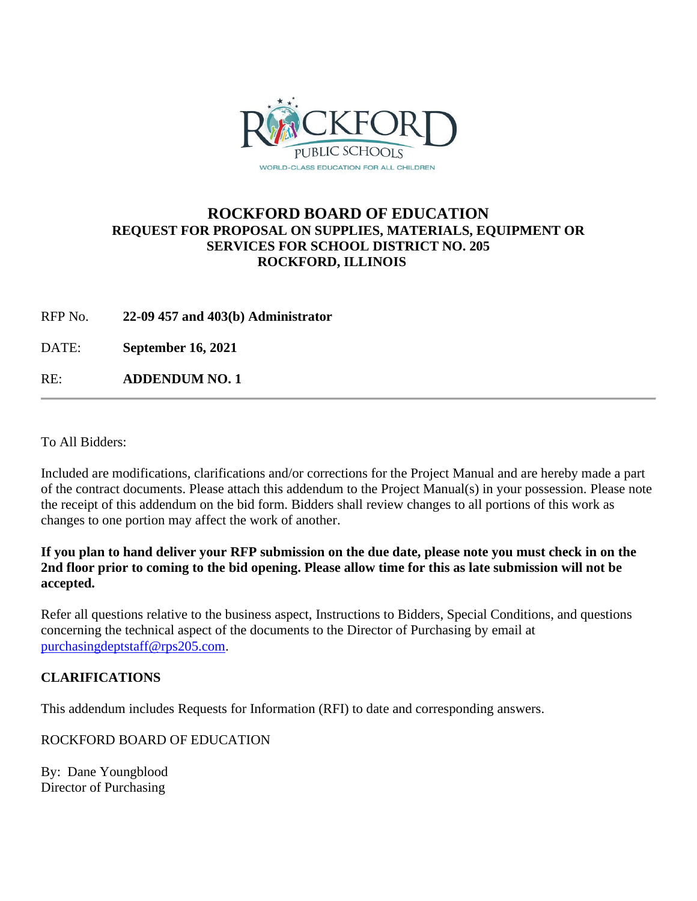# ROCKFORD BOARD OF EDUCATION

**REQUEST FOR PROPOSAL ON SUPPLIES, MATERIALS, EQUIPMENT OR SERVICES FOR SCHOOL DISTRICT NO. 205**
**ROCKFORD, ILLINOIS**

RFP No. **22-09 457 and 403(b) Administrator**

DATE: **September 16, 2021**

RE: **ADDENDUM NO. 1**

---

To All Bidders:

Included are modifications, clarifications and/or corrections for the Project Manual and are hereby made a part of the contract documents. Please attach this addendum to the Project Manual(s) in your possession. Please note the receipt of this addendum on the bid form. Bidders shall review changes to all portions of this work as changes to one portion may affect the work of another.

**If you plan to hand deliver your RFP submission on the due date, please note you must check in on the 2nd floor prior to coming to the bid opening. Please allow time for this as late submission will not be accepted.**

Refer all questions relative to the business aspect, Instructions to Bidders, Special Conditions, and questions concerning the technical aspect of the documents to the Director of Purchasing by email at purchasingdeptstaff@rps205.com.

**CLARIFICATIONS**

This addendum includes Requests for Information (RFI) to date and corresponding answers.

ROCKFORD BOARD OF EDUCATION

By: Dane Youngblood
Director of Purchasing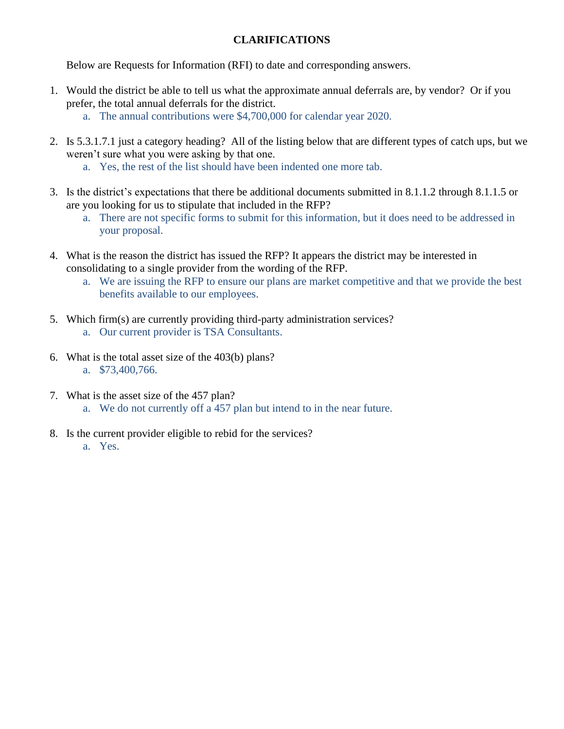**CLARIFICATIONS**

Below are Requests for Information (RFI) to date and corresponding answers.

1. Would the district be able to tell us what the approximate annual deferrals are, by vendor? Or if you prefer, the total annual deferrals for the district.
    a. The annual contributions were $4,700,000 for calendar year 2020.

2. Is 5.3.1.7.1 just a category heading? All of the listing below that are different types of catch ups, but we weren't sure what you were asking by that one.
    a. Yes, the rest of the list should have been indented one more tab.

3. Is the district's expectations that there be additional documents submitted in 8.1.1.2 through 8.1.1.5 or are you looking for us to stipulate that included in the RFP?
    a. There are not specific forms to submit for this information, but it does need to be addressed in your proposal.

4. What is the reason the district has issued the RFP? It appears the district may be interested in consolidating to a single provider from the wording of the RFP.
    a. We are issuing the RFP to ensure our plans are market competitive and that we provide the best benefits available to our employees.

5. Which firm(s) are currently providing third-party administration services?
    a. Our current provider is TSA Consultants.

6. What is the total asset size of the 403(b) plans?
    a. $73,400,766.

7. What is the asset size of the 457 plan?
    a. We do not currently off a 457 plan but intend to in the near future.

8. Is the current provider eligible to rebid for the services?
    a. Yes.